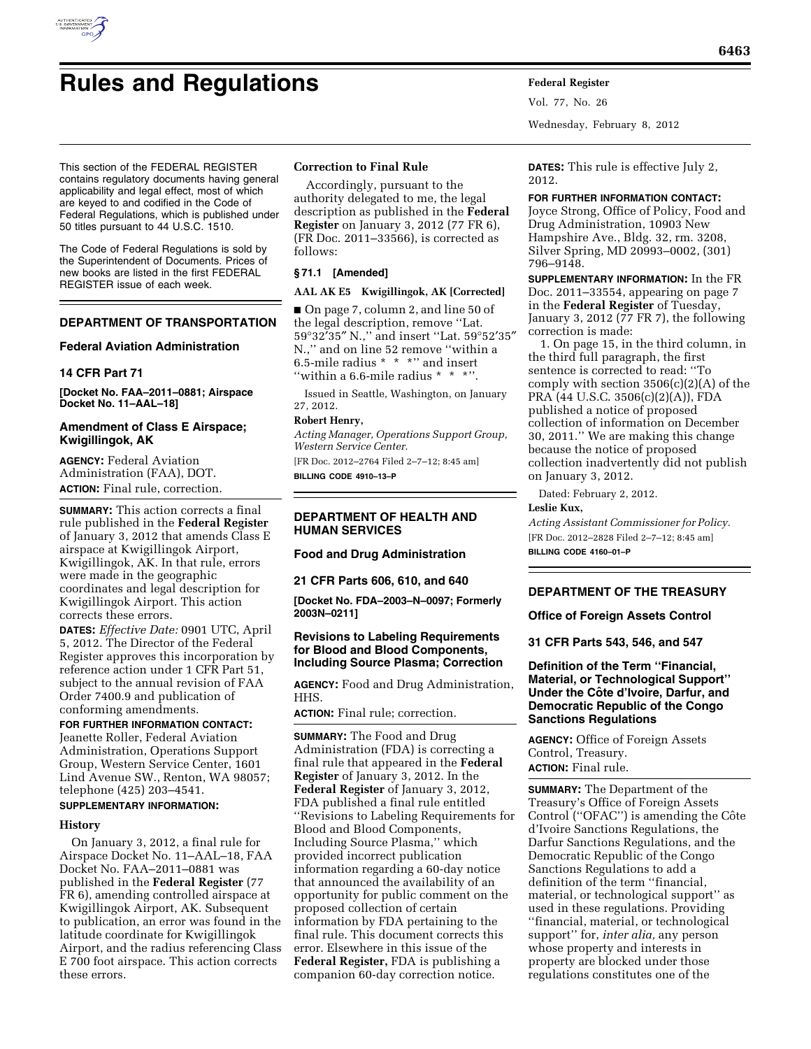# Rules and Regulations

This section of the FEDERAL REGISTER contains regulatory documents having general applicability and legal effect, most of which are keyed to and codified in the Code of Federal Regulations, which is published under 50 titles pursuant to 44 U.S.C. 1510.

The Code of Federal Regulations is sold by the Superintendent of Documents. Prices of new books are listed in the first FEDERAL REGISTER issue of each week.

## DEPARTMENT OF TRANSPORTATION

### Federal Aviation Administration

### 14 CFR Part 71

**[Docket No. FAA–2011–0881; Airspace Docket No. 11–AAL–18]**

### Amendment of Class E Airspace; Kwigillingok, AK

**AGENCY:** Federal Aviation Administration (FAA), DOT.

**ACTION:** Final rule, correction.

**SUMMARY:** This action corrects a final rule published in the **Federal Register** of January 3, 2012 that amends Class E airspace at Kwigillingok Airport, Kwigillingok, AK. In that rule, errors were made in the geographic coordinates and legal description for Kwigillingok Airport. This action corrects these errors.

**DATES:** *Effective Date:* 0901 UTC, April 5, 2012. The Director of the Federal Register approves this incorporation by reference action under 1 CFR Part 51, subject to the annual revision of FAA Order 7400.9 and publication of conforming amendments.

**FOR FURTHER INFORMATION CONTACT:** Jeanette Roller, Federal Aviation Administration, Operations Support Group, Western Service Center, 1601 Lind Avenue SW., Renton, WA 98057; telephone (425) 203–4541.

**SUPPLEMENTARY INFORMATION:**

#### History

On January 3, 2012, a final rule for Airspace Docket No. 11–AAL–18, FAA Docket No. FAA–2011–0881 was published in the **Federal Register** (77 FR 6), amending controlled airspace at Kwigillingok Airport, AK. Subsequent to publication, an error was found in the latitude coordinate for Kwigillingok Airport, and the radius referencing Class E 700 foot airspace. This action corrects these errors.

#### Correction to Final Rule

Accordingly, pursuant to the authority delegated to me, the legal description as published in the **Federal Register** on January 3, 2012 (77 FR 6), (FR Doc. 2011–33566), is corrected as follows:

**§ 71.1 [Amended]**

**AAL AK E5 Kwigillingok, AK [Corrected]**

■ On page 7, column 2, and line 50 of the legal description, remove ''Lat. 59°32′35″ N.,'' and insert ''Lat. 59°52′35″ N.,'' and on line 52 remove ''within a 6.5-mile radius * * *'' and insert ''within a 6.6-mile radius * * *''.

Issued in Seattle, Washington, on January 27, 2012.

**Robert Henry,**

*Acting Manager, Operations Support Group, Western Service Center.*

[FR Doc. 2012–2764 Filed 2–7–12; 8:45 am]

**BILLING CODE 4910–13–P**

## DEPARTMENT OF HEALTH AND HUMAN SERVICES

### Food and Drug Administration

### 21 CFR Parts 606, 610, and 640

**[Docket No. FDA–2003–N–0097; Formerly 2003N–0211]**

### Revisions to Labeling Requirements for Blood and Blood Components, Including Source Plasma; Correction

**AGENCY:** Food and Drug Administration, HHS.

**ACTION:** Final rule; correction.

**SUMMARY:** The Food and Drug Administration (FDA) is correcting a final rule that appeared in the **Federal Register** of January 3, 2012. In the **Federal Register** of January 3, 2012, FDA published a final rule entitled ''Revisions to Labeling Requirements for Blood and Blood Components, Including Source Plasma,'' which provided incorrect publication information regarding a 60-day notice that announced the availability of an opportunity for public comment on the proposed collection of certain information by FDA pertaining to the final rule. This document corrects this error. Elsewhere in this issue of the **Federal Register,** FDA is publishing a companion 60-day correction notice.

**DATES:** This rule is effective July 2, 2012.

**FOR FURTHER INFORMATION CONTACT:** Joyce Strong, Office of Policy, Food and Drug Administration, 10903 New Hampshire Ave., Bldg. 32, rm. 3208, Silver Spring, MD 20993–0002, (301) 796–9148.

**SUPPLEMENTARY INFORMATION:** In the FR Doc. 2011–33554, appearing on page 7 in the **Federal Register** of Tuesday, January 3, 2012 (77 FR 7), the following correction is made:

1. On page 15, in the third column, in the third full paragraph, the first sentence is corrected to read: ''To comply with section 3506(c)(2)(A) of the PRA (44 U.S.C. 3506(c)(2)(A)), FDA published a notice of proposed collection of information on December 30, 2011.'' We are making this change because the notice of proposed collection inadvertently did not publish on January 3, 2012.

Dated: February 2, 2012.

**Leslie Kux,**

*Acting Assistant Commissioner for Policy.*

[FR Doc. 2012–2828 Filed 2–7–12; 8:45 am]

**BILLING CODE 4160–01–P**

## DEPARTMENT OF THE TREASURY

### Office of Foreign Assets Control

### 31 CFR Parts 543, 546, and 547

### Definition of the Term ''Financial, Material, or Technological Support'' Under the Côte d'Ivoire, Darfur, and Democratic Republic of the Congo Sanctions Regulations

**AGENCY:** Office of Foreign Assets Control, Treasury.

**ACTION:** Final rule.

**SUMMARY:** The Department of the Treasury's Office of Foreign Assets Control (''OFAC'') is amending the Côte d'Ivoire Sanctions Regulations, the Darfur Sanctions Regulations, and the Democratic Republic of the Congo Sanctions Regulations to add a definition of the term ''financial, material, or technological support'' as used in these regulations. Providing ''financial, material, or technological support'' for, *inter alia,* any person whose property and interests in property are blocked under those regulations constitutes one of the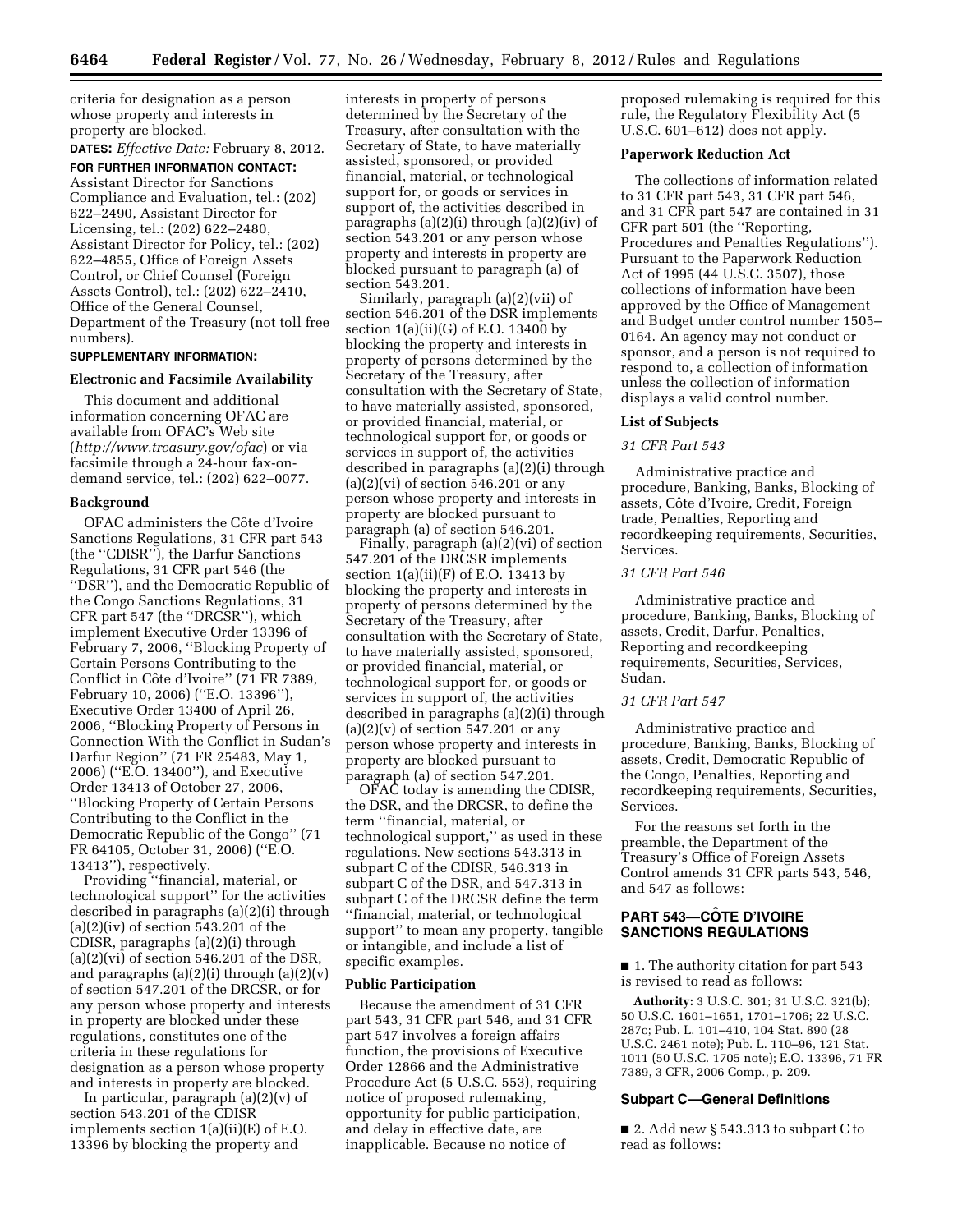criteria for designation as a person whose property and interests in property are blocked.

**DATES:** *Effective Date:* February 8, 2012.

**FOR FURTHER INFORMATION CONTACT:** Assistant Director for Sanctions Compliance and Evaluation, tel.: (202) 622–2490, Assistant Director for Licensing, tel.: (202) 622–2480, Assistant Director for Policy, tel.: (202) 622–4855, Office of Foreign Assets Control, or Chief Counsel (Foreign Assets Control), tel.: (202) 622–2410, Office of the General Counsel, Department of the Treasury (not toll free numbers).

**SUPPLEMENTARY INFORMATION:**

### Electronic and Facsimile Availability

This document and additional information concerning OFAC are available from OFAC's Web site (*http://www.treasury.gov/ofac*) or via facsimile through a 24-hour fax-on-demand service, tel.: (202) 622–0077.

### Background

OFAC administers the Côte d'Ivoire Sanctions Regulations, 31 CFR part 543 (the ''CDISR''), the Darfur Sanctions Regulations, 31 CFR part 546 (the ''DSR''), and the Democratic Republic of the Congo Sanctions Regulations, 31 CFR part 547 (the ''DRCSR''), which implement Executive Order 13396 of February 7, 2006, ''Blocking Property of Certain Persons Contributing to the Conflict in Côte d'Ivoire'' (71 FR 7389, February 10, 2006) (''E.O. 13396''), Executive Order 13400 of April 26, 2006, ''Blocking Property of Persons in Connection With the Conflict in Sudan's Darfur Region'' (71 FR 25483, May 1, 2006) (''E.O. 13400''), and Executive Order 13413 of October 27, 2006, ''Blocking Property of Certain Persons Contributing to the Conflict in the Democratic Republic of the Congo'' (71 FR 64105, October 31, 2006) (''E.O. 13413''), respectively.

Providing ''financial, material, or technological support'' for the activities described in paragraphs (a)(2)(i) through (a)(2)(iv) of section 543.201 of the CDISR, paragraphs (a)(2)(i) through (a)(2)(vi) of section 546.201 of the DSR, and paragraphs (a)(2)(i) through (a)(2)(v) of section 547.201 of the DRCSR, or for any person whose property and interests in property are blocked under these regulations, constitutes one of the criteria in these regulations for designation as a person whose property and interests in property are blocked.

In particular, paragraph (a)(2)(v) of section 543.201 of the CDISR implements section 1(a)(ii)(E) of E.O. 13396 by blocking the property and interests in property of persons determined by the Secretary of the Treasury, after consultation with the Secretary of State, to have materially assisted, sponsored, or provided financial, material, or technological support for, or goods or services in support of, the activities described in paragraphs (a)(2)(i) through (a)(2)(iv) of section 543.201 or any person whose property and interests in property are blocked pursuant to paragraph (a) of section 543.201.

Similarly, paragraph (a)(2)(vii) of section 546.201 of the DSR implements section 1(a)(ii)(G) of E.O. 13400 by blocking the property and interests in property of persons determined by the Secretary of the Treasury, after consultation with the Secretary of State, to have materially assisted, sponsored, or provided financial, material, or technological support for, or goods or services in support of, the activities described in paragraphs (a)(2)(i) through (a)(2)(vi) of section 546.201 or any person whose property and interests in property are blocked pursuant to paragraph (a) of section 546.201.

Finally, paragraph (a)(2)(vi) of section 547.201 of the DRCSR implements section 1(a)(ii)(F) of E.O. 13413 by blocking the property and interests in property of persons determined by the Secretary of the Treasury, after consultation with the Secretary of State, to have materially assisted, sponsored, or provided financial, material, or technological support for, or goods or services in support of, the activities described in paragraphs (a)(2)(i) through (a)(2)(v) of section 547.201 or any person whose property and interests in property are blocked pursuant to paragraph (a) of section 547.201.

OFAC today is amending the CDISR, the DSR, and the DRCSR, to define the term ''financial, material, or technological support,'' as used in these regulations. New sections 543.313 in subpart C of the CDISR, 546.313 in subpart C of the DSR, and 547.313 in subpart C of the DRCSR define the term ''financial, material, or technological support'' to mean any property, tangible or intangible, and include a list of specific examples.

### Public Participation

Because the amendment of 31 CFR part 543, 31 CFR part 546, and 31 CFR part 547 involves a foreign affairs function, the provisions of Executive Order 12866 and the Administrative Procedure Act (5 U.S.C. 553), requiring notice of proposed rulemaking, opportunity for public participation, and delay in effective date, are inapplicable. Because no notice of proposed rulemaking is required for this rule, the Regulatory Flexibility Act (5 U.S.C. 601–612) does not apply.

### Paperwork Reduction Act

The collections of information related to 31 CFR part 543, 31 CFR part 546, and 31 CFR part 547 are contained in 31 CFR part 501 (the ''Reporting, Procedures and Penalties Regulations''). Pursuant to the Paperwork Reduction Act of 1995 (44 U.S.C. 3507), those collections of information have been approved by the Office of Management and Budget under control number 1505–0164. An agency may not conduct or sponsor, and a person is not required to respond to, a collection of information unless the collection of information displays a valid control number.

### List of Subjects

*31 CFR Part 543*

Administrative practice and procedure, Banking, Banks, Blocking of assets, Côte d'Ivoire, Credit, Foreign trade, Penalties, Reporting and recordkeeping requirements, Securities, Services.

*31 CFR Part 546*

Administrative practice and procedure, Banking, Banks, Blocking of assets, Credit, Darfur, Penalties, Reporting and recordkeeping requirements, Securities, Services, Sudan.

*31 CFR Part 547*

Administrative practice and procedure, Banking, Banks, Blocking of assets, Credit, Democratic Republic of the Congo, Penalties, Reporting and recordkeeping requirements, Securities, Services.

For the reasons set forth in the preamble, the Department of the Treasury's Office of Foreign Assets Control amends 31 CFR parts 543, 546, and 547 as follows:

## PART 543—CÔTE D'IVOIRE SANCTIONS REGULATIONS

■ 1. The authority citation for part 543 is revised to read as follows:

**Authority:** 3 U.S.C. 301; 31 U.S.C. 321(b); 50 U.S.C. 1601–1651, 1701–1706; 22 U.S.C. 287c; Pub. L. 101–410, 104 Stat. 890 (28 U.S.C. 2461 note); Pub. L. 110–96, 121 Stat. 1011 (50 U.S.C. 1705 note); E.O. 13396, 71 FR 7389, 3 CFR, 2006 Comp., p. 209.

### Subpart C—General Definitions

■ 2. Add new § 543.313 to subpart C to read as follows: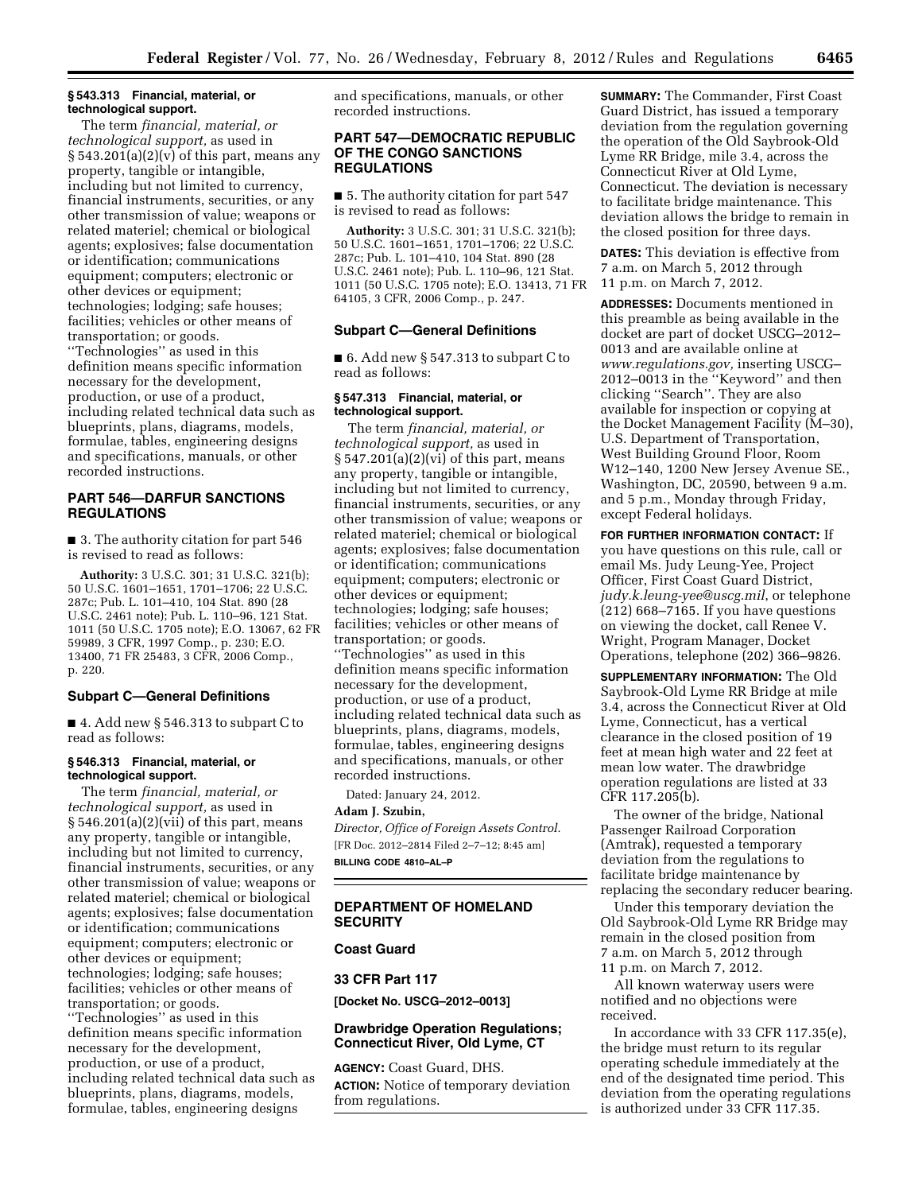### § 543.313 Financial, material, or technological support.

The term *financial, material, or technological support,* as used in § 543.201(a)(2)(v) of this part, means any property, tangible or intangible, including but not limited to currency, financial instruments, securities, or any other transmission of value; weapons or related materiel; chemical or biological agents; explosives; false documentation or identification; communications equipment; computers; electronic or other devices or equipment; technologies; lodging; safe houses; facilities; vehicles or other means of transportation; or goods. ''Technologies'' as used in this definition means specific information necessary for the development, production, or use of a product, including related technical data such as blueprints, plans, diagrams, models, formulae, tables, engineering designs and specifications, manuals, or other recorded instructions.

## PART 546—DARFUR SANCTIONS REGULATIONS

■ 3. The authority citation for part 546 is revised to read as follows:

**Authority:** 3 U.S.C. 301; 31 U.S.C. 321(b); 50 U.S.C. 1601–1651, 1701–1706; 22 U.S.C. 287c; Pub. L. 101–410, 104 Stat. 890 (28 U.S.C. 2461 note); Pub. L. 110–96, 121 Stat. 1011 (50 U.S.C. 1705 note); E.O. 13067, 62 FR 59989, 3 CFR, 1997 Comp., p. 230; E.O. 13400, 71 FR 25483, 3 CFR, 2006 Comp., p. 220.

### Subpart C—General Definitions

■ 4. Add new § 546.313 to subpart C to read as follows:

### § 546.313 Financial, material, or technological support.

The term *financial, material, or technological support,* as used in § 546.201(a)(2)(vii) of this part, means any property, tangible or intangible, including but not limited to currency, financial instruments, securities, or any other transmission of value; weapons or related materiel; chemical or biological agents; explosives; false documentation or identification; communications equipment; computers; electronic or other devices or equipment; technologies; lodging; safe houses; facilities; vehicles or other means of transportation; or goods. ''Technologies'' as used in this definition means specific information necessary for the development, production, or use of a product, including related technical data such as blueprints, plans, diagrams, models, formulae, tables, engineering designs and specifications, manuals, or other recorded instructions.

## PART 547—DEMOCRATIC REPUBLIC OF THE CONGO SANCTIONS REGULATIONS

■ 5. The authority citation for part 547 is revised to read as follows:

**Authority:** 3 U.S.C. 301; 31 U.S.C. 321(b); 50 U.S.C. 1601–1651, 1701–1706; 22 U.S.C. 287c; Pub. L. 101–410, 104 Stat. 890 (28 U.S.C. 2461 note); Pub. L. 110–96, 121 Stat. 1011 (50 U.S.C. 1705 note); E.O. 13413, 71 FR 64105, 3 CFR, 2006 Comp., p. 247.

### Subpart C—General Definitions

■ 6. Add new § 547.313 to subpart C to read as follows:

### § 547.313 Financial, material, or technological support.

The term *financial, material, or technological support,* as used in § 547.201(a)(2)(vi) of this part, means any property, tangible or intangible, including but not limited to currency, financial instruments, securities, or any other transmission of value; weapons or related materiel; chemical or biological agents; explosives; false documentation or identification; communications equipment; computers; electronic or other devices or equipment; technologies; lodging; safe houses; facilities; vehicles or other means of transportation; or goods. ''Technologies'' as used in this definition means specific information necessary for the development, production, or use of a product, including related technical data such as blueprints, plans, diagrams, models, formulae, tables, engineering designs and specifications, manuals, or other recorded instructions.

Dated: January 24, 2012.

**Adam J. Szubin,**

*Director, Office of Foreign Assets Control.*

[FR Doc. 2012–2814 Filed 2–7–12; 8:45 am]

**BILLING CODE 4810–AL–P**

---

## DEPARTMENT OF HOMELAND SECURITY

### Coast Guard

### 33 CFR Part 117

**[Docket No. USCG–2012–0013]**

### Drawbridge Operation Regulations; Connecticut River, Old Lyme, CT

**AGENCY:** Coast Guard, DHS.

**ACTION:** Notice of temporary deviation from regulations.

**SUMMARY:** The Commander, First Coast Guard District, has issued a temporary deviation from the regulation governing the operation of the Old Saybrook-Old Lyme RR Bridge, mile 3.4, across the Connecticut River at Old Lyme, Connecticut. The deviation is necessary to facilitate bridge maintenance. This deviation allows the bridge to remain in the closed position for three days.

**DATES:** This deviation is effective from 7 a.m. on March 5, 2012 through 11 p.m. on March 7, 2012.

**ADDRESSES:** Documents mentioned in this preamble as being available in the docket are part of docket USCG–2012–0013 and are available online at *www.regulations.gov,* inserting USCG–2012–0013 in the ''Keyword'' and then clicking ''Search''. They are also available for inspection or copying at the Docket Management Facility (M–30), U.S. Department of Transportation, West Building Ground Floor, Room W12–140, 1200 New Jersey Avenue SE., Washington, DC, 20590, between 9 a.m. and 5 p.m., Monday through Friday, except Federal holidays.

**FOR FURTHER INFORMATION CONTACT:** If you have questions on this rule, call or email Ms. Judy Leung-Yee, Project Officer, First Coast Guard District, *judy.k.leung-yee@uscg.mil*, or telephone (212) 668–7165. If you have questions on viewing the docket, call Renee V. Wright, Program Manager, Docket Operations, telephone (202) 366–9826.

**SUPPLEMENTARY INFORMATION:** The Old Saybrook-Old Lyme RR Bridge at mile 3.4, across the Connecticut River at Old Lyme, Connecticut, has a vertical clearance in the closed position of 19 feet at mean high water and 22 feet at mean low water. The drawbridge operation regulations are listed at 33 CFR 117.205(b).

The owner of the bridge, National Passenger Railroad Corporation (Amtrak), requested a temporary deviation from the regulations to facilitate bridge maintenance by replacing the secondary reducer bearing.

Under this temporary deviation the Old Saybrook-Old Lyme RR Bridge may remain in the closed position from 7 a.m. on March 5, 2012 through 11 p.m. on March 7, 2012.

All known waterway users were notified and no objections were received.

In accordance with 33 CFR 117.35(e), the bridge must return to its regular operating schedule immediately at the end of the designated time period. This deviation from the operating regulations is authorized under 33 CFR 117.35.